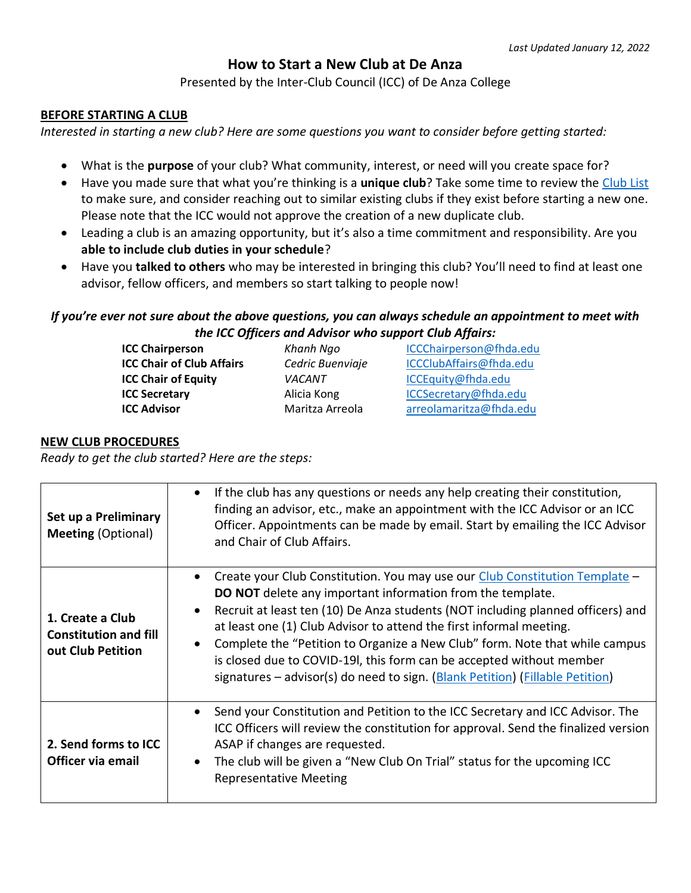*Last Updated January 12, 2022*

# How to Start a New Club at De Anza

Presented by the Inter-Club Council (ICC) of De Anza College

## BEFORE STARTING A CLUB

*Interested in starting a new club? Here are some questions you want to consider before getting started:*

- What is the **purpose** of your club? What community, interest, or need will you create space for?
- Have you made sure that what you're thinking is a **unique club**? Take some time to review the Club List to make sure, and consider reaching out to similar existing clubs if they exist before starting a new one. Please note that the ICC would not approve the creation of a new duplicate club.
- Leading a club is an amazing opportunity, but it's also a time commitment and responsibility. Are you **able to include club duties in your schedule**?
- Have you **talked to others** who may be interested in bringing this club? You'll need to find at least one advisor, fellow officers, and members so start talking to people now!

***If you're ever not sure about the above questions, you can always schedule an appointment to meet with the ICC Officers and Advisor who support Club Affairs:***

| | | |
|---|---|---|
| **ICC Chairperson** | *Khanh Ngo* | ICCChairperson@fhda.edu |
| **ICC Chair of Club Affairs** | *Cedric Buenviaje* | ICCClubAffairs@fhda.edu |
| **ICC Chair of Equity** | *VACANT* | ICCEquity@fhda.edu |
| **ICC Secretary** | Alicia Kong | ICCSecretary@fhda.edu |
| **ICC Advisor** | Maritza Arreola | arreolamaritza@fhda.edu |

## NEW CLUB PROCEDURES

*Ready to get the club started? Here are the steps:*

| | |
|---|---|
| **Set up a Preliminary Meeting** (Optional) | • If the club has any questions or needs any help creating their constitution, finding an advisor, etc., make an appointment with the ICC Advisor or an ICC Officer. Appointments can be made by email. Start by emailing the ICC Advisor and Chair of Club Affairs. |
| **1. Create a Club Constitution and fill out Club Petition** | • Create your Club Constitution. You may use our Club Constitution Template – **DO NOT** delete any important information from the template.<br>• Recruit at least ten (10) De Anza students (NOT including planned officers) and at least one (1) Club Advisor to attend the first informal meeting.<br>• Complete the "Petition to Organize a New Club" form. Note that while campus is closed due to COVID-19l, this form can be accepted without member signatures – advisor(s) do need to sign. (Blank Petition) (Fillable Petition) |
| **2. Send forms to ICC Officer via email** | • Send your Constitution and Petition to the ICC Secretary and ICC Advisor. The ICC Officers will review the constitution for approval. Send the finalized version ASAP if changes are requested.<br>• The club will be given a "New Club On Trial" status for the upcoming ICC Representative Meeting |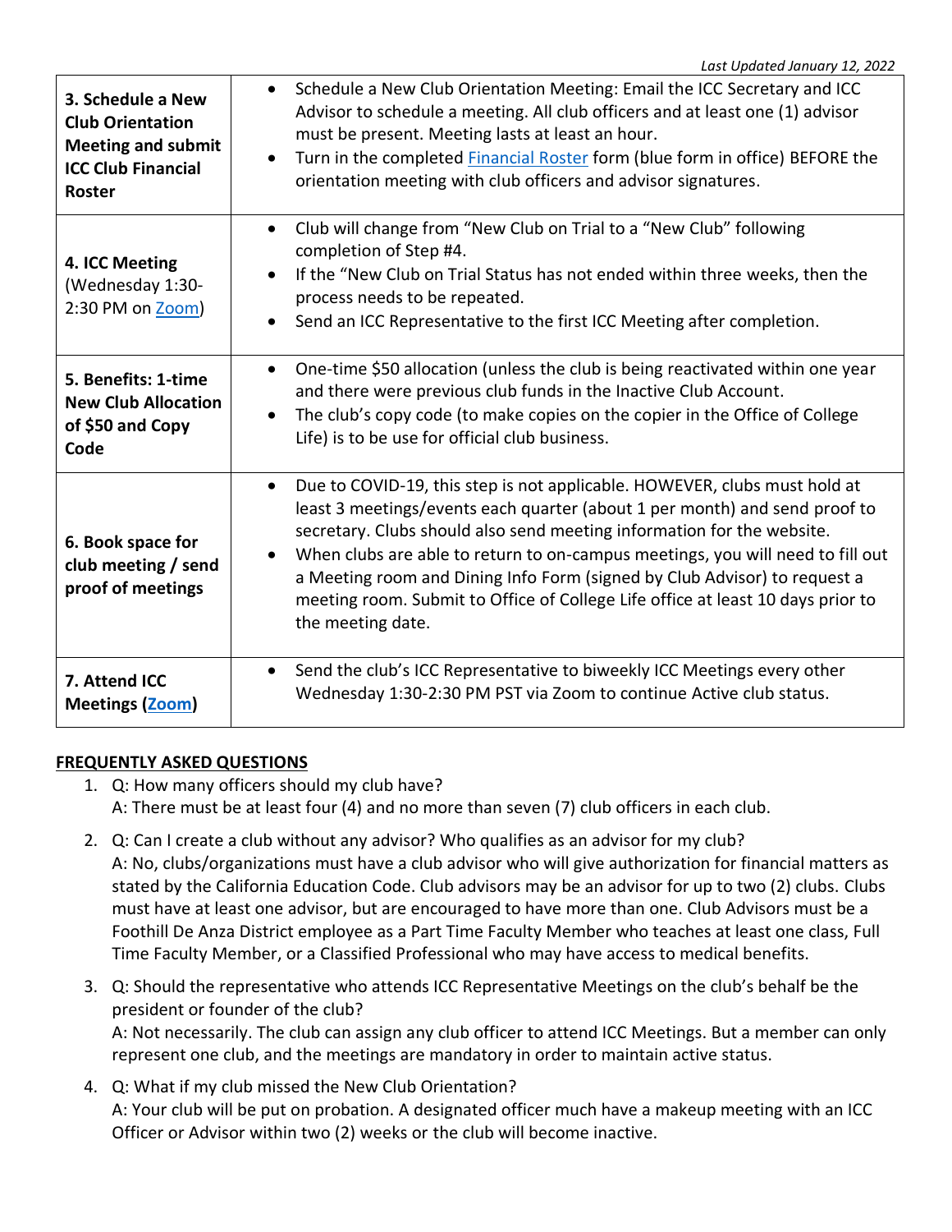*Last Updated January 12, 2022*

| | |
|---|---|
| **3. Schedule a New Club Orientation Meeting and submit ICC Club Financial Roster** | • Schedule a New Club Orientation Meeting: Email the ICC Secretary and ICC Advisor to schedule a meeting. All club officers and at least one (1) advisor must be present. Meeting lasts at least an hour.<br>• Turn in the completed [Financial Roster]() form (blue form in office) BEFORE the orientation meeting with club officers and advisor signatures. |
| **4. ICC Meeting** (Wednesday 1:30-2:30 PM on [Zoom]()) | • Club will change from "New Club on Trial to a "New Club" following completion of Step #4.<br>• If the "New Club on Trial Status has not ended within three weeks, then the process needs to be repeated.<br>• Send an ICC Representative to the first ICC Meeting after completion. |
| **5. Benefits: 1-time New Club Allocation of $50 and Copy Code** | • One-time $50 allocation (unless the club is being reactivated within one year and there were previous club funds in the Inactive Club Account.<br>• The club's copy code (to make copies on the copier in the Office of College Life) is to be use for official club business. |
| **6. Book space for club meeting / send proof of meetings** | • Due to COVID-19, this step is not applicable. HOWEVER, clubs must hold at least 3 meetings/events each quarter (about 1 per month) and send proof to secretary. Clubs should also send meeting information for the website.<br>• When clubs are able to return to on-campus meetings, you will need to fill out a Meeting room and Dining Info Form (signed by Club Advisor) to request a meeting room. Submit to Office of College Life office at least 10 days prior to the meeting date. |
| **7. Attend ICC Meetings ([Zoom]())** | • Send the club's ICC Representative to biweekly ICC Meetings every other Wednesday 1:30-2:30 PM PST via Zoom to continue Active club status. |

**FREQUENTLY ASKED QUESTIONS**

1. Q: How many officers should my club have?
   A: There must be at least four (4) and no more than seven (7) club officers in each club.

2. Q: Can I create a club without any advisor? Who qualifies as an advisor for my club?
   A: No, clubs/organizations must have a club advisor who will give authorization for financial matters as stated by the California Education Code. Club advisors may be an advisor for up to two (2) clubs. Clubs must have at least one advisor, but are encouraged to have more than one. Club Advisors must be a Foothill De Anza District employee as a Part Time Faculty Member who teaches at least one class, Full Time Faculty Member, or a Classified Professional who may have access to medical benefits.

3. Q: Should the representative who attends ICC Representative Meetings on the club's behalf be the president or founder of the club?
   A: Not necessarily. The club can assign any club officer to attend ICC Meetings. But a member can only represent one club, and the meetings are mandatory in order to maintain active status.

4. Q: What if my club missed the New Club Orientation?
   A: Your club will be put on probation. A designated officer much have a makeup meeting with an ICC Officer or Advisor within two (2) weeks or the club will become inactive.